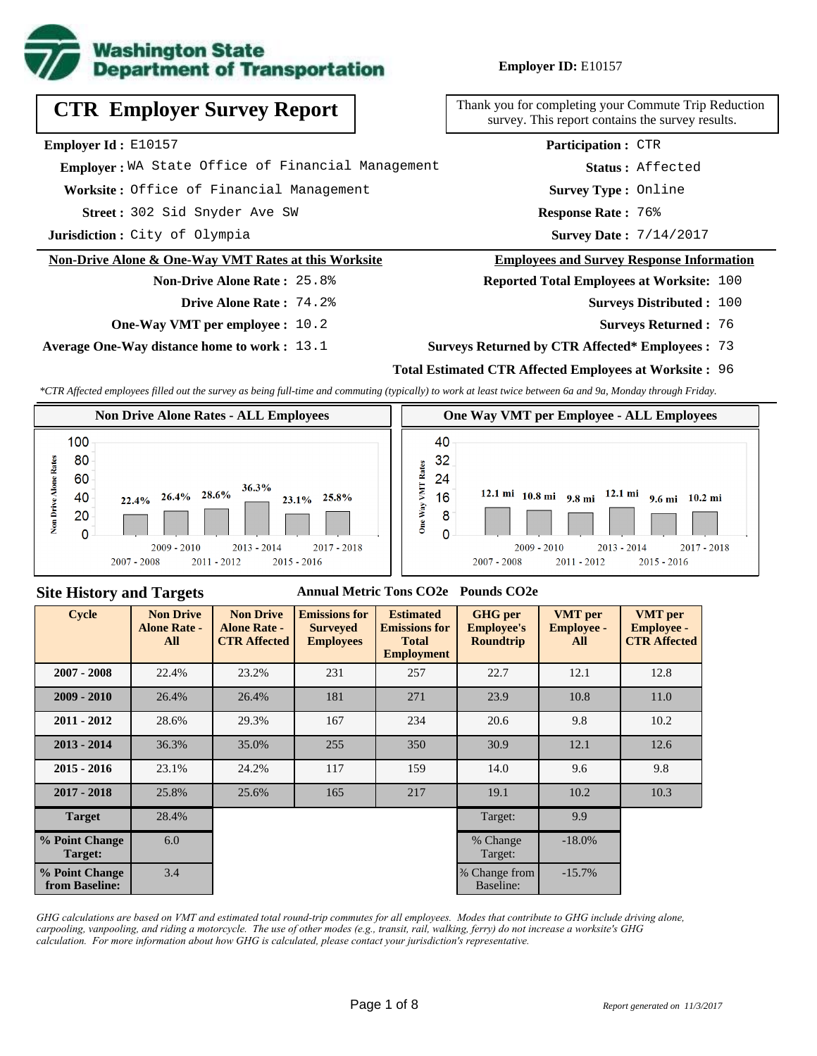**Washington State Department of Transportation**

**Employer ID:** E10157

# CTR Employer Survey Report

Thank you for completing your Commute Trip Reduction survey. This report contains the survey results.

**Employer Id :** E10157
**Employer :** WA State Office of Financial Management
**Worksite :** Office of Financial Management
**Street :** 302 Sid Snyder Ave SW
**Jurisdiction :** City of Olympia

**Participation :** CTR
**Status :** Affected
**Survey Type :** Online
**Response Rate :** 76%
**Survey Date :** 7/14/2017

## Non-Drive Alone & One-Way VMT Rates at this Worksite

**Non-Drive Alone Rate :** 25.8%
**Drive Alone Rate :** 74.2%
**One-Way VMT per employee :** 10.2
**Average One-Way distance home to work :** 13.1

## Employees and Survey Response Information

**Reported Total Employees at Worksite:** 100
**Surveys Distributed :** 100
**Surveys Returned :** 76
**Surveys Returned by CTR Affected* Employees :** 73
**Total Estimated CTR Affected Employees at Worksite :** 96

*\*CTR Affected employees filled out the survey as being full-time and commuting (typically) to work at least twice between 6a and 9a, Monday through Friday.*

### Non Drive Alone Rates - ALL Employees

| 2007 - 2008 | 2009 - 2010 | 2011 - 2012 | 2013 - 2014 | 2015 - 2016 | 2017 - 2018 |
|---|---|---|---|---|---|
| 22.4% | 26.4% | 28.6% | 36.3% | 23.1% | 25.8% |

### One Way VMT per Employee - ALL Employees

| 2007 - 2008 | 2009 - 2010 | 2011 - 2012 | 2013 - 2014 | 2015 - 2016 | 2017 - 2018 |
|---|---|---|---|---|---|
| 12.1 mi | 10.8 mi | 9.8 mi | 12.1 mi | 9.6 mi | 10.2 mi |

## Site History and Targets

| Cycle | Non Drive Alone Rate - All | Non Drive Alone Rate - CTR Affected | Emissions for Surveyed Employees (Annual Metric Tons CO2e) | Estimated Emissions for Total Employment (Annual Metric Tons CO2e) | GHG per Employee's Roundtrip (Pounds CO2e) | VMT per Employee - All | VMT per Employee - CTR Affected |
|---|---|---|---|---|---|---|---|
| 2007 - 2008 | 22.4% | 23.2% | 231 | 257 | 22.7 | 12.1 | 12.8 |
| 2009 - 2010 | 26.4% | 26.4% | 181 | 271 | 23.9 | 10.8 | 11.0 |
| 2011 - 2012 | 28.6% | 29.3% | 167 | 234 | 20.6 | 9.8 | 10.2 |
| 2013 - 2014 | 36.3% | 35.0% | 255 | 350 | 30.9 | 12.1 | 12.6 |
| 2015 - 2016 | 23.1% | 24.2% | 117 | 159 | 14.0 | 9.6 | 9.8 |
| 2017 - 2018 | 25.8% | 25.6% | 165 | 217 | 19.1 | 10.2 | 10.3 |
| Target | 28.4% | | | | Target: | 9.9 | |
| % Point Change Target: | 6.0 | | | | % Change Target: | -18.0% | |
| % Point Change from Baseline: | 3.4 | | | | % Change from Baseline: | -15.7% | |

*GHG calculations are based on VMT and estimated total round-trip commutes for all employees. Modes that contribute to GHG include driving alone, carpooling, vanpooling, and riding a motorcycle. The use of other modes (e.g., transit, rail, walking, ferry) do not increase a worksite's GHG calculation. For more information about how GHG is calculated, please contact your jurisdiction's representative.*

*Report generated on 11/3/2017*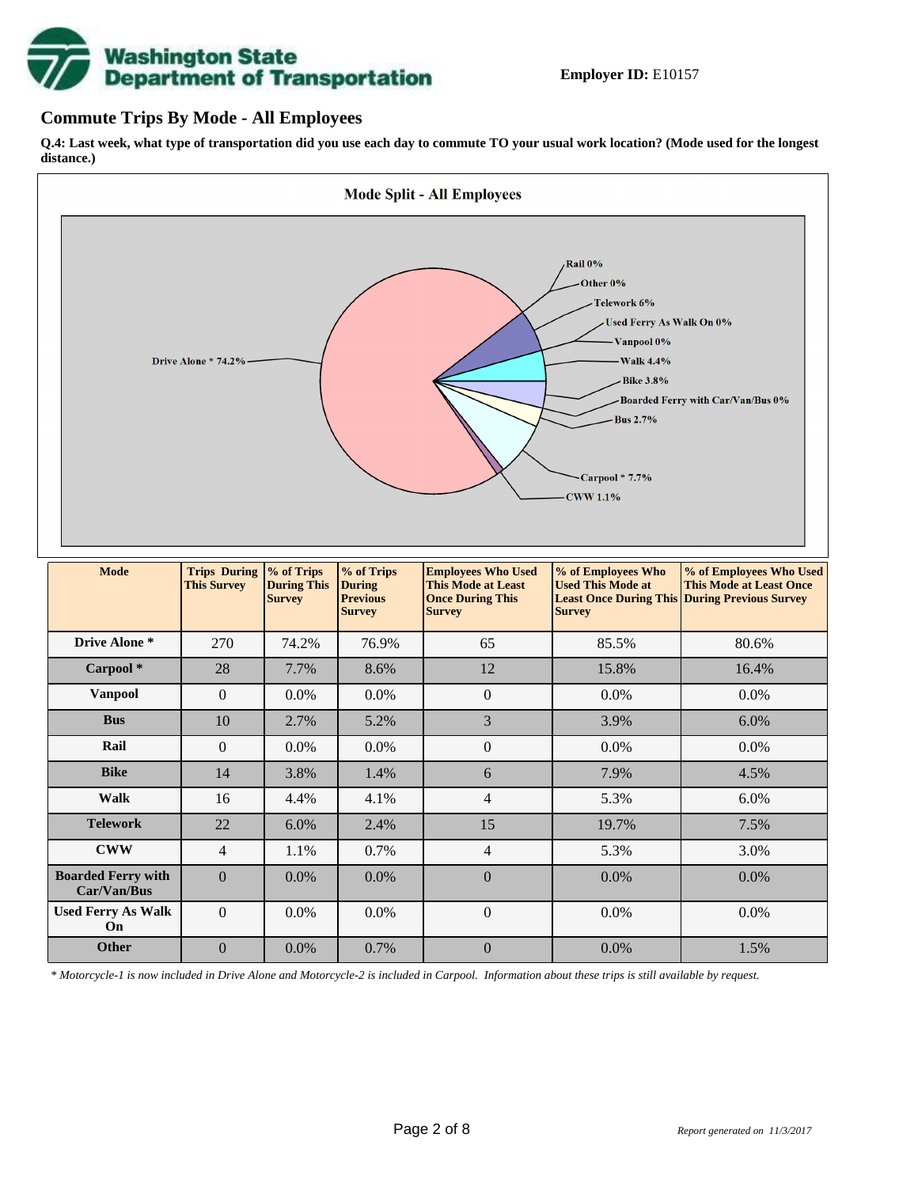**Employer ID:** E10157

## Commute Trips By Mode - All Employees

**Q.4: Last week, what type of transportation did you use each day to commute TO your usual work location? (Mode used for the longest distance.)**

**Mode Split - All Employees**

Rail 0%
Other 0%
Telework 6%
Used Ferry As Walk On 0%
Vanpool 0%
Walk 4.4%
Bike 3.8%
Boarded Ferry with Car/Van/Bus 0%
Bus 2.7%
Carpool * 7.7%
CWW 1.1%
Drive Alone * 74.2%

| Mode | Trips During This Survey | % of Trips During This Survey | % of Trips During Previous Survey | Employees Who Used This Mode at Least Once During This Survey | % of Employees Who Used This Mode at Least Once During This Survey | % of Employees Who Used This Mode at Least Once During Previous Survey |
|---|---|---|---|---|---|---|
| **Drive Alone *** | 270 | 74.2% | 76.9% | 65 | 85.5% | 80.6% |
| **Carpool *** | 28 | 7.7% | 8.6% | 12 | 15.8% | 16.4% |
| **Vanpool** | 0 | 0.0% | 0.0% | 0 | 0.0% | 0.0% |
| **Bus** | 10 | 2.7% | 5.2% | 3 | 3.9% | 6.0% |
| **Rail** | 0 | 0.0% | 0.0% | 0 | 0.0% | 0.0% |
| **Bike** | 14 | 3.8% | 1.4% | 6 | 7.9% | 4.5% |
| **Walk** | 16 | 4.4% | 4.1% | 4 | 5.3% | 6.0% |
| **Telework** | 22 | 6.0% | 2.4% | 15 | 19.7% | 7.5% |
| **CWW** | 4 | 1.1% | 0.7% | 4 | 5.3% | 3.0% |
| **Boarded Ferry with Car/Van/Bus** | 0 | 0.0% | 0.0% | 0 | 0.0% | 0.0% |
| **Used Ferry As Walk On** | 0 | 0.0% | 0.0% | 0 | 0.0% | 0.0% |
| **Other** | 0 | 0.0% | 0.7% | 0 | 0.0% | 1.5% |

*\* Motorcycle-1 is now included in Drive Alone and Motorcycle-2 is included in Carpool. Information about these trips is still available by request.*

*Report generated on 11/3/2017*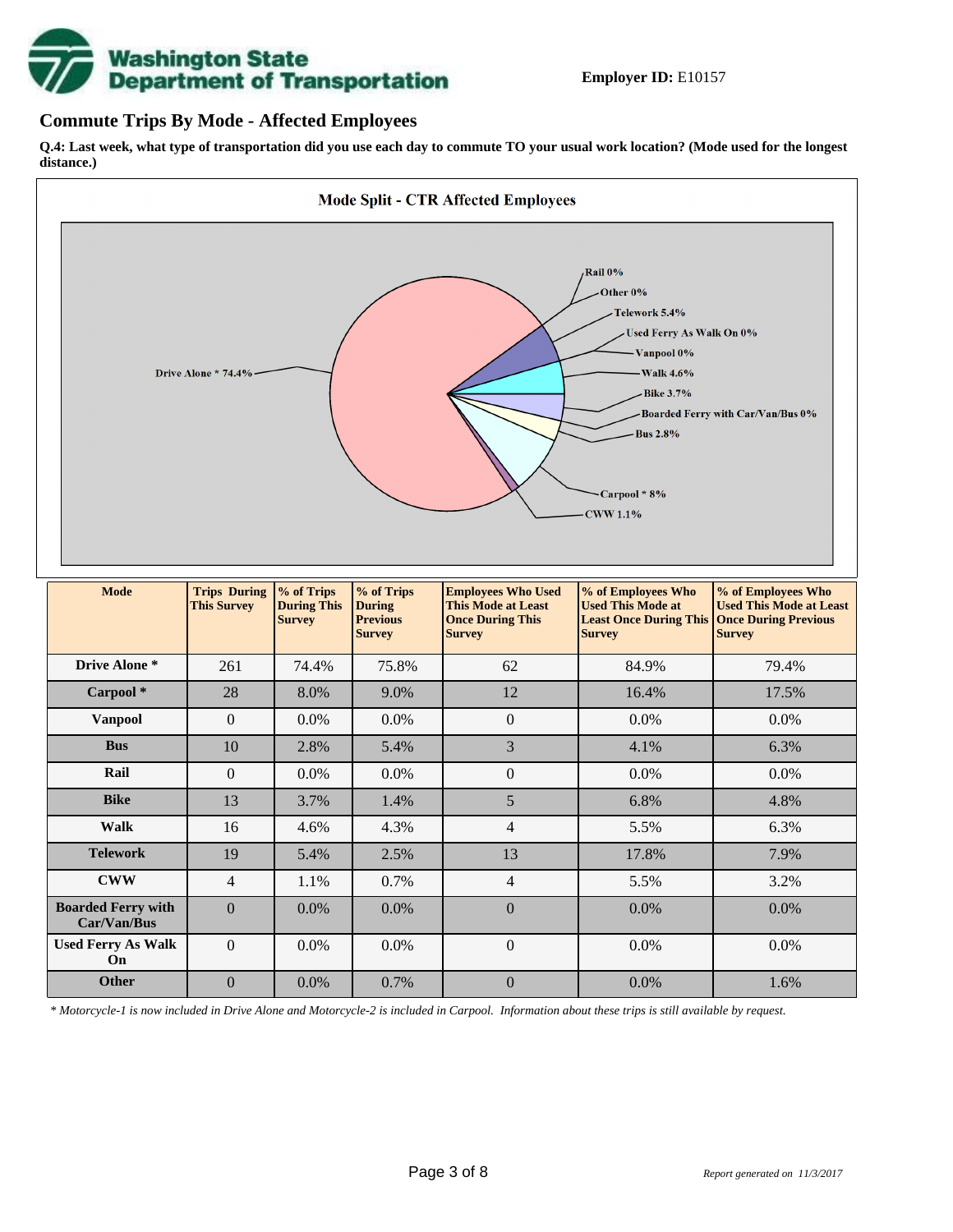**Employer ID:** E10157

## Commute Trips By Mode - Affected Employees

**Q.4: Last week, what type of transportation did you use each day to commute TO your usual work location? (Mode used for the longest distance.)**

**Mode Split - CTR Affected Employees**

Drive Alone * 74.4%
Rail 0%
Other 0%
Telework 5.4%
Used Ferry As Walk On 0%
Vanpool 0%
Walk 4.6%
Bike 3.7%
Boarded Ferry with Car/Van/Bus 0%
Bus 2.8%
Carpool * 8%
CWW 1.1%

| Mode | Trips During This Survey | % of Trips During This Survey | % of Trips During Previous Survey | Employees Who Used This Mode at Least Once During This Survey | % of Employees Who Used This Mode at Least Once During This Survey | % of Employees Who Used This Mode at Least Once During Previous Survey |
|---|---|---|---|---|---|---|
| **Drive Alone *** | 261 | 74.4% | 75.8% | 62 | 84.9% | 79.4% |
| **Carpool *** | 28 | 8.0% | 9.0% | 12 | 16.4% | 17.5% |
| **Vanpool** | 0 | 0.0% | 0.0% | 0 | 0.0% | 0.0% |
| **Bus** | 10 | 2.8% | 5.4% | 3 | 4.1% | 6.3% |
| **Rail** | 0 | 0.0% | 0.0% | 0 | 0.0% | 0.0% |
| **Bike** | 13 | 3.7% | 1.4% | 5 | 6.8% | 4.8% |
| **Walk** | 16 | 4.6% | 4.3% | 4 | 5.5% | 6.3% |
| **Telework** | 19 | 5.4% | 2.5% | 13 | 17.8% | 7.9% |
| **CWW** | 4 | 1.1% | 0.7% | 4 | 5.5% | 3.2% |
| **Boarded Ferry with Car/Van/Bus** | 0 | 0.0% | 0.0% | 0 | 0.0% | 0.0% |
| **Used Ferry As Walk On** | 0 | 0.0% | 0.0% | 0 | 0.0% | 0.0% |
| **Other** | 0 | 0.0% | 0.7% | 0 | 0.0% | 1.6% |

*\* Motorcycle-1 is now included in Drive Alone and Motorcycle-2 is included in Carpool. Information about these trips is still available by request.*

*Report generated on 11/3/2017*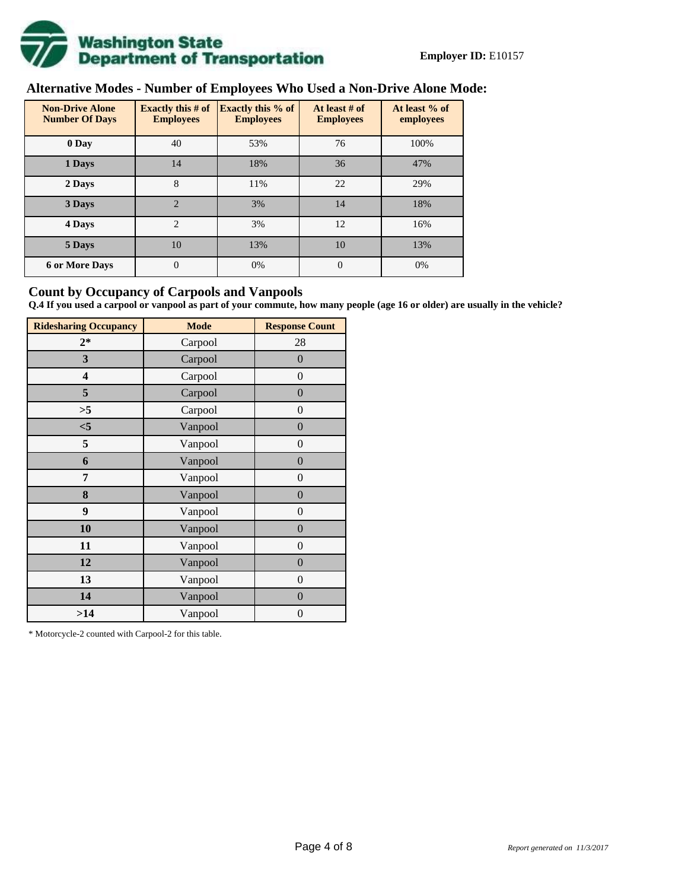**Employer ID:** E10157

## Alternative Modes - Number of Employees Who Used a Non-Drive Alone Mode:

| Non-Drive Alone Number Of Days | Exactly this # of Employees | Exactly this % of Employees | At least # of Employees | At least % of employees |
|---|---|---|---|---|
| 0 Day | 40 | 53% | 76 | 100% |
| 1 Days | 14 | 18% | 36 | 47% |
| 2 Days | 8 | 11% | 22 | 29% |
| 3 Days | 2 | 3% | 14 | 18% |
| 4 Days | 2 | 3% | 12 | 16% |
| 5 Days | 10 | 13% | 10 | 13% |
| 6 or More Days | 0 | 0% | 0 | 0% |

## Count by Occupancy of Carpools and Vanpools

**Q.4 If you used a carpool or vanpool as part of your commute, how many people (age 16 or older) are usually in the vehicle?**

| Ridesharing Occupancy | Mode | Response Count |
|---|---|---|
| 2* | Carpool | 28 |
| 3 | Carpool | 0 |
| 4 | Carpool | 0 |
| 5 | Carpool | 0 |
| >5 | Carpool | 0 |
| <5 | Vanpool | 0 |
| 5 | Vanpool | 0 |
| 6 | Vanpool | 0 |
| 7 | Vanpool | 0 |
| 8 | Vanpool | 0 |
| 9 | Vanpool | 0 |
| 10 | Vanpool | 0 |
| 11 | Vanpool | 0 |
| 12 | Vanpool | 0 |
| 13 | Vanpool | 0 |
| 14 | Vanpool | 0 |
| >14 | Vanpool | 0 |

* Motorcycle-2 counted with Carpool-2 for this table.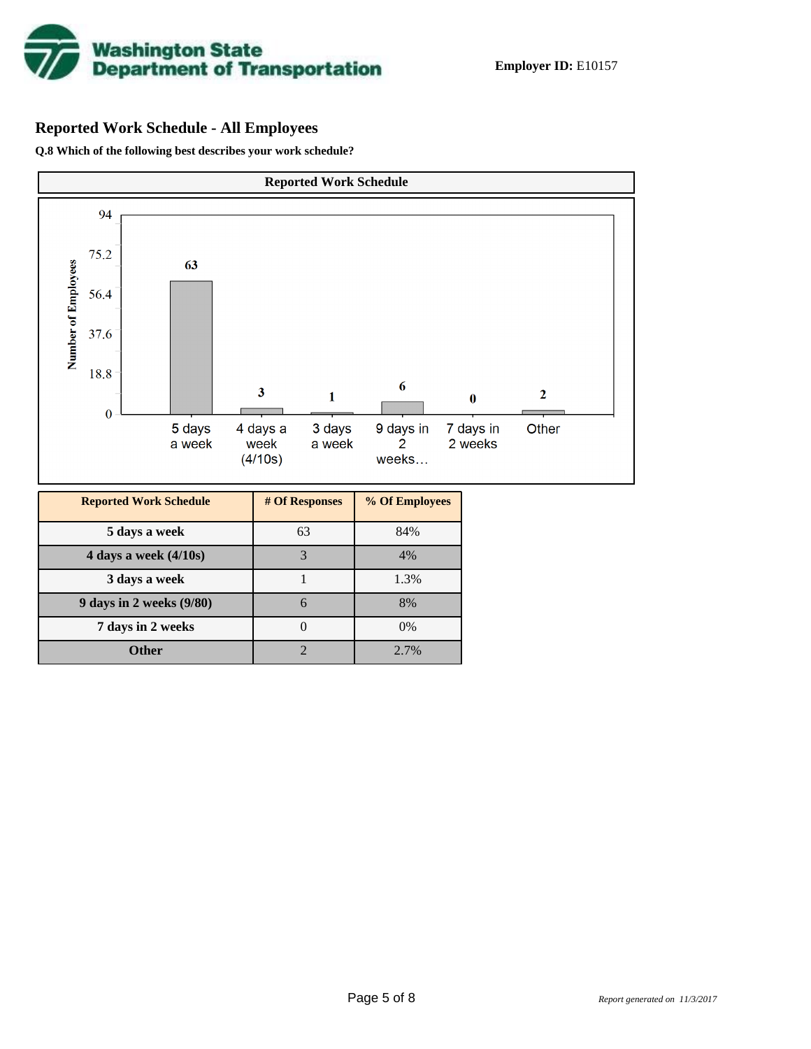**Employer ID:** E10157

## Reported Work Schedule - All Employees

**Q.8 Which of the following best describes your work schedule?**

| Reported Work Schedule | # Of Responses | % Of Employees |
|---|---|---|
| 5 days a week | 63 | 84% |
| 4 days a week (4/10s) | 3 | 4% |
| 3 days a week | 1 | 1.3% |
| 9 days in 2 weeks (9/80) | 6 | 8% |
| 7 days in 2 weeks | 0 | 0% |
| Other | 2 | 2.7% |

*Report generated on 11/3/2017*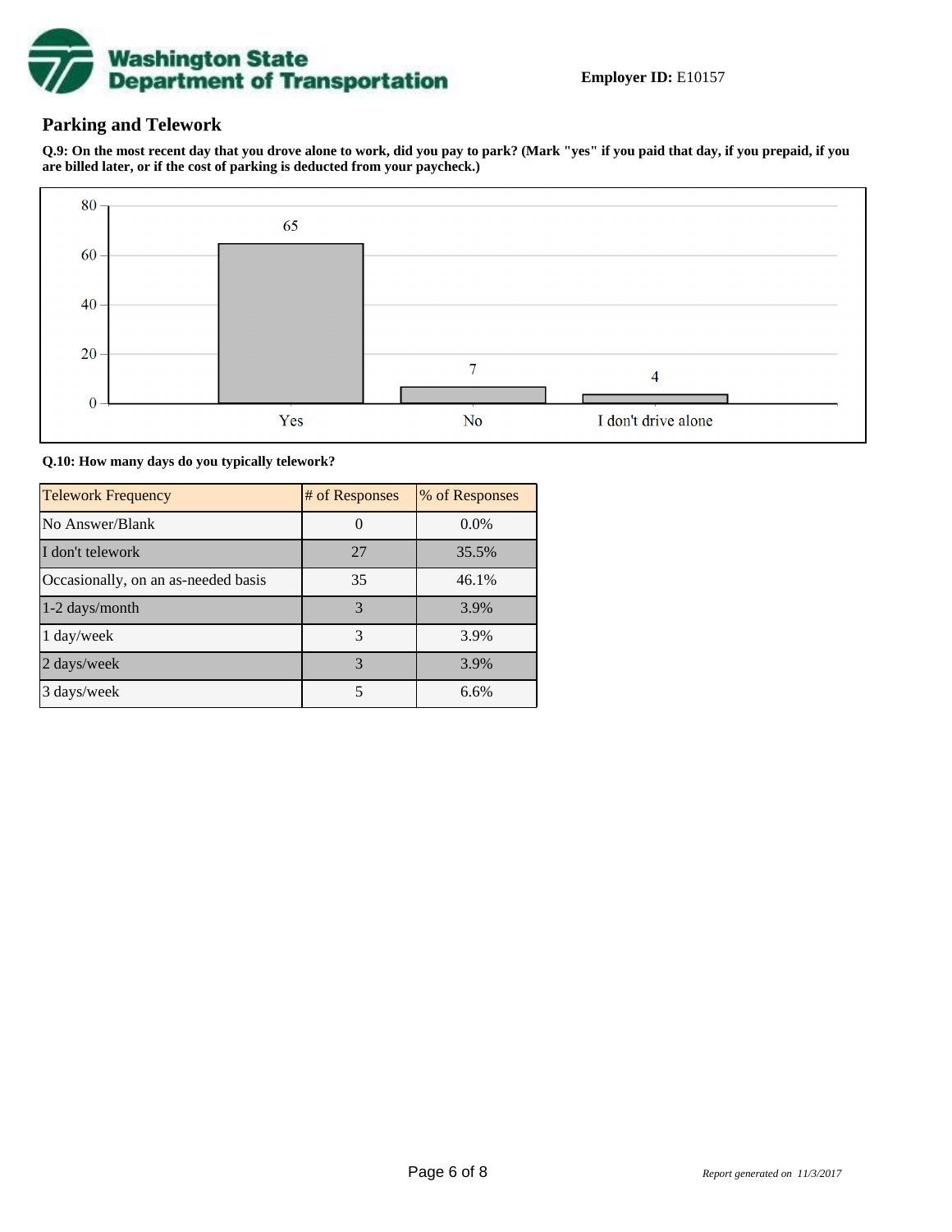**Employer ID:** E10157

## Parking and Telework

**Q.9: On the most recent day that you drove alone to work, did you pay to park? (Mark "yes" if you paid that day, if you prepaid, if you are billed later, or if the cost of parking is deducted from your paycheck.)**

| Response | Count |
|---|---|
| Yes | 65 |
| No | 7 |
| I don't drive alone | 4 |

**Q.10: How many days do you typically telework?**

| Telework Frequency | # of Responses | % of Responses |
|---|---|---|
| No Answer/Blank | 0 | 0.0% |
| I don't telework | 27 | 35.5% |
| Occasionally, on an as-needed basis | 35 | 46.1% |
| 1-2 days/month | 3 | 3.9% |
| 1 day/week | 3 | 3.9% |
| 2 days/week | 3 | 3.9% |
| 3 days/week | 5 | 6.6% |

*Report generated on 11/3/2017*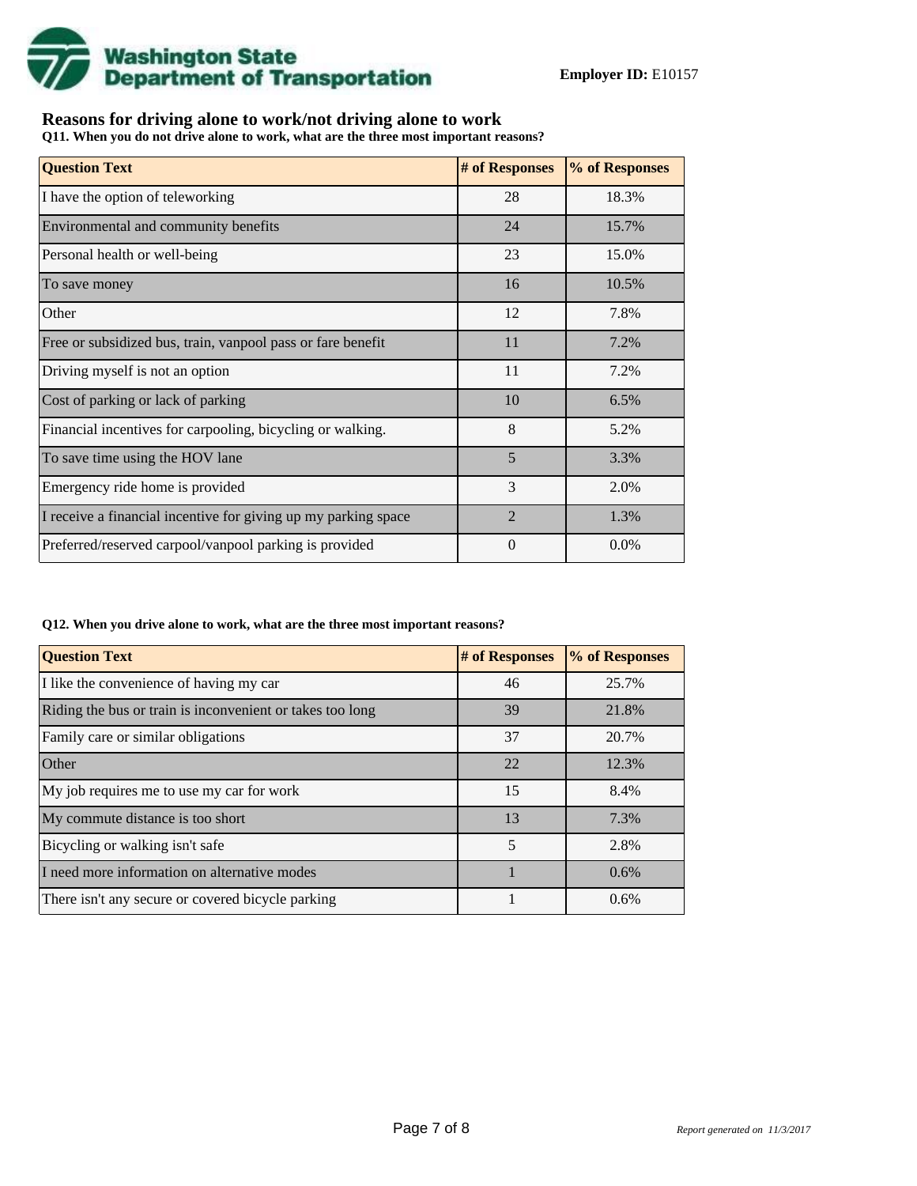**Washington State Department of Transportation**

**Employer ID:** E10157

## Reasons for driving alone to work/not driving alone to work

**Q11. When you do not drive alone to work, what are the three most important reasons?**

| Question Text | # of Responses | % of Responses |
|---|---|---|
| I have the option of teleworking | 28 | 18.3% |
| Environmental and community benefits | 24 | 15.7% |
| Personal health or well-being | 23 | 15.0% |
| To save money | 16 | 10.5% |
| Other | 12 | 7.8% |
| Free or subsidized bus, train, vanpool pass or fare benefit | 11 | 7.2% |
| Driving myself is not an option | 11 | 7.2% |
| Cost of parking or lack of parking | 10 | 6.5% |
| Financial incentives for carpooling, bicycling or walking. | 8 | 5.2% |
| To save time using the HOV lane | 5 | 3.3% |
| Emergency ride home is provided | 3 | 2.0% |
| I receive a financial incentive for giving up my parking space | 2 | 1.3% |
| Preferred/reserved carpool/vanpool parking is provided | 0 | 0.0% |

**Q12. When you drive alone to work, what are the three most important reasons?**

| Question Text | # of Responses | % of Responses |
|---|---|---|
| I like the convenience of having my car | 46 | 25.7% |
| Riding the bus or train is inconvenient or takes too long | 39 | 21.8% |
| Family care or similar obligations | 37 | 20.7% |
| Other | 22 | 12.3% |
| My job requires me to use my car for work | 15 | 8.4% |
| My commute distance is too short | 13 | 7.3% |
| Bicycling or walking isn't safe | 5 | 2.8% |
| I need more information on alternative modes | 1 | 0.6% |
| There isn't any secure or covered bicycle parking | 1 | 0.6% |

*Report generated on 11/3/2017*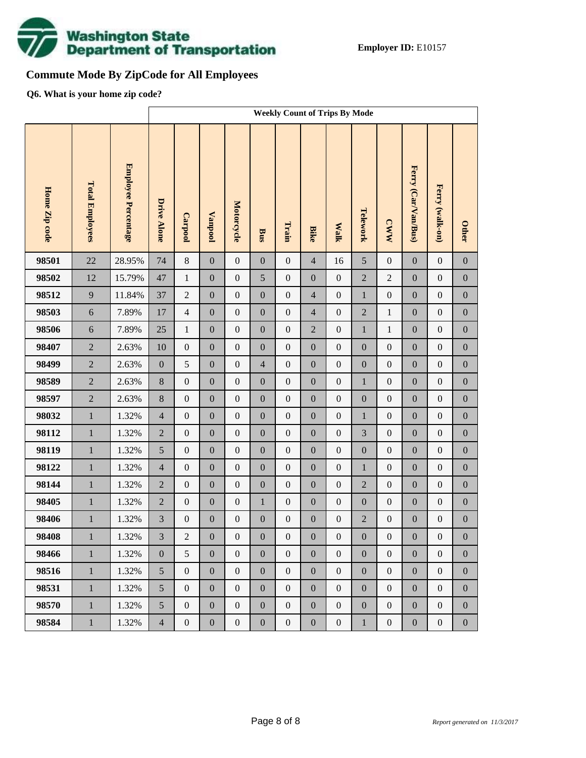**Employer ID:** E10157

## Commute Mode By ZipCode for All Employees

**Q6. What is your home zip code?**

| | | | Weekly Count of Trips By Mode | | | | | | | | | | | | |
|---|---|---|---|---|---|---|---|---|---|---|---|---|---|---|---|
| **Home Zip code** | **Total Employees** | **Employee Percentage** | **Drive Alone** | **Carpool** | **Vanpool** | **Motorcycle** | **Bus** | **Train** | **Bike** | **Walk** | **Telework** | **CWW** | **Ferry (Car/Van/Bus)** | **Ferry (walk-on)** | **Other** |
| **98501** | 22 | 28.95% | 74 | 8 | 0 | 0 | 0 | 0 | 4 | 16 | 5 | 0 | 0 | 0 | 0 |
| **98502** | 12 | 15.79% | 47 | 1 | 0 | 0 | 5 | 0 | 0 | 0 | 2 | 2 | 0 | 0 | 0 |
| **98512** | 9 | 11.84% | 37 | 2 | 0 | 0 | 0 | 0 | 4 | 0 | 1 | 0 | 0 | 0 | 0 |
| **98503** | 6 | 7.89% | 17 | 4 | 0 | 0 | 0 | 0 | 4 | 0 | 2 | 1 | 0 | 0 | 0 |
| **98506** | 6 | 7.89% | 25 | 1 | 0 | 0 | 0 | 0 | 2 | 0 | 1 | 1 | 0 | 0 | 0 |
| **98407** | 2 | 2.63% | 10 | 0 | 0 | 0 | 0 | 0 | 0 | 0 | 0 | 0 | 0 | 0 | 0 |
| **98499** | 2 | 2.63% | 0 | 5 | 0 | 0 | 4 | 0 | 0 | 0 | 0 | 0 | 0 | 0 | 0 |
| **98589** | 2 | 2.63% | 8 | 0 | 0 | 0 | 0 | 0 | 0 | 0 | 1 | 0 | 0 | 0 | 0 |
| **98597** | 2 | 2.63% | 8 | 0 | 0 | 0 | 0 | 0 | 0 | 0 | 0 | 0 | 0 | 0 | 0 |
| **98032** | 1 | 1.32% | 4 | 0 | 0 | 0 | 0 | 0 | 0 | 0 | 1 | 0 | 0 | 0 | 0 |
| **98112** | 1 | 1.32% | 2 | 0 | 0 | 0 | 0 | 0 | 0 | 0 | 3 | 0 | 0 | 0 | 0 |
| **98119** | 1 | 1.32% | 5 | 0 | 0 | 0 | 0 | 0 | 0 | 0 | 0 | 0 | 0 | 0 | 0 |
| **98122** | 1 | 1.32% | 4 | 0 | 0 | 0 | 0 | 0 | 0 | 0 | 1 | 0 | 0 | 0 | 0 |
| **98144** | 1 | 1.32% | 2 | 0 | 0 | 0 | 0 | 0 | 0 | 0 | 2 | 0 | 0 | 0 | 0 |
| **98405** | 1 | 1.32% | 2 | 0 | 0 | 0 | 1 | 0 | 0 | 0 | 0 | 0 | 0 | 0 | 0 |
| **98406** | 1 | 1.32% | 3 | 0 | 0 | 0 | 0 | 0 | 0 | 0 | 2 | 0 | 0 | 0 | 0 |
| **98408** | 1 | 1.32% | 3 | 2 | 0 | 0 | 0 | 0 | 0 | 0 | 0 | 0 | 0 | 0 | 0 |
| **98466** | 1 | 1.32% | 0 | 5 | 0 | 0 | 0 | 0 | 0 | 0 | 0 | 0 | 0 | 0 | 0 |
| **98516** | 1 | 1.32% | 5 | 0 | 0 | 0 | 0 | 0 | 0 | 0 | 0 | 0 | 0 | 0 | 0 |
| **98531** | 1 | 1.32% | 5 | 0 | 0 | 0 | 0 | 0 | 0 | 0 | 0 | 0 | 0 | 0 | 0 |
| **98570** | 1 | 1.32% | 5 | 0 | 0 | 0 | 0 | 0 | 0 | 0 | 0 | 0 | 0 | 0 | 0 |
| **98584** | 1 | 1.32% | 4 | 0 | 0 | 0 | 0 | 0 | 0 | 0 | 1 | 0 | 0 | 0 | 0 |

*Report generated on 11/3/2017*